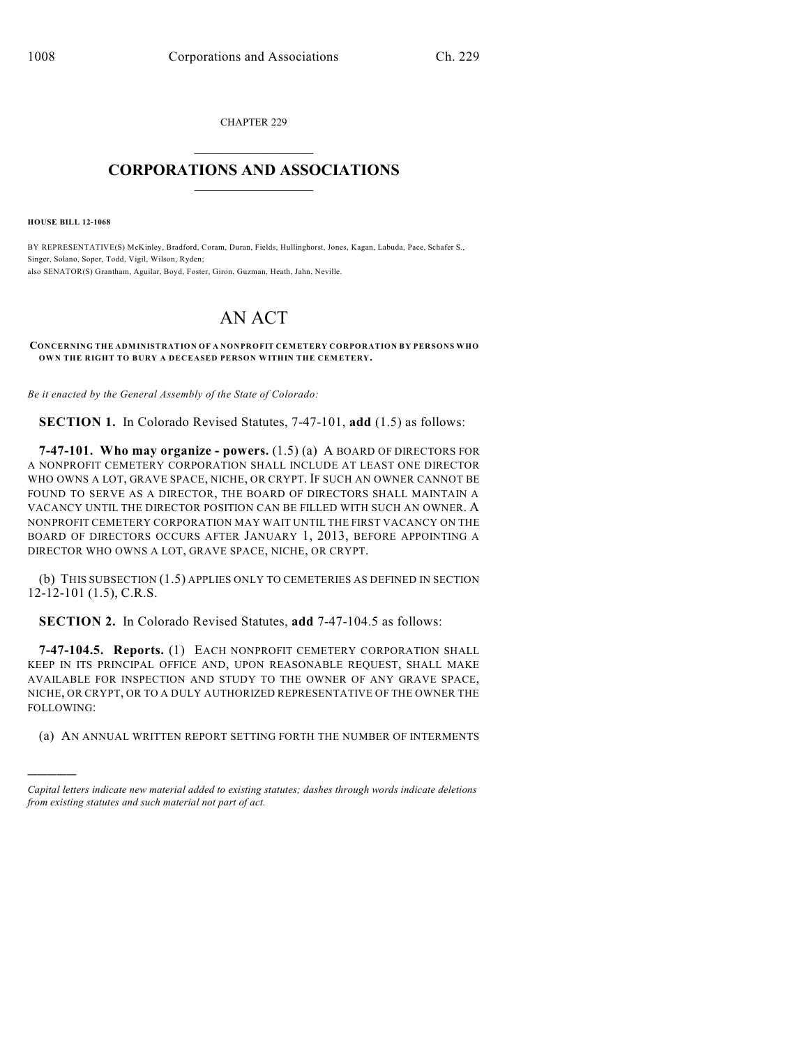CHAPTER 229

# CORPORATIONS AND ASSOCIATIONS

**HOUSE BILL 12-1068**

BY REPRESENTATIVE(S) McKinley, Bradford, Coram, Duran, Fields, Hullinghorst, Jones, Kagan, Labuda, Pace, Schafer S., Singer, Solano, Soper, Todd, Vigil, Wilson, Ryden;
also SENATOR(S) Grantham, Aguilar, Boyd, Foster, Giron, Guzman, Heath, Jahn, Neville.

# AN ACT

**CONCERNING THE ADMINISTRATION OF A NONPROFIT CEMETERY CORPORATION BY PERSONS WHO OWN THE RIGHT TO BURY A DECEASED PERSON WITHIN THE CEMETERY.**

*Be it enacted by the General Assembly of the State of Colorado:*

**SECTION 1.** In Colorado Revised Statutes, 7-47-101, **add** (1.5) as follows:

**7-47-101. Who may organize - powers.** (1.5) (a) A BOARD OF DIRECTORS FOR A NONPROFIT CEMETERY CORPORATION SHALL INCLUDE AT LEAST ONE DIRECTOR WHO OWNS A LOT, GRAVE SPACE, NICHE, OR CRYPT. IF SUCH AN OWNER CANNOT BE FOUND TO SERVE AS A DIRECTOR, THE BOARD OF DIRECTORS SHALL MAINTAIN A VACANCY UNTIL THE DIRECTOR POSITION CAN BE FILLED WITH SUCH AN OWNER. A NONPROFIT CEMETERY CORPORATION MAY WAIT UNTIL THE FIRST VACANCY ON THE BOARD OF DIRECTORS OCCURS AFTER JANUARY 1, 2013, BEFORE APPOINTING A DIRECTOR WHO OWNS A LOT, GRAVE SPACE, NICHE, OR CRYPT.

(b) THIS SUBSECTION (1.5) APPLIES ONLY TO CEMETERIES AS DEFINED IN SECTION 12-12-101 (1.5), C.R.S.

**SECTION 2.** In Colorado Revised Statutes, **add** 7-47-104.5 as follows:

**7-47-104.5. Reports.** (1) EACH NONPROFIT CEMETERY CORPORATION SHALL KEEP IN ITS PRINCIPAL OFFICE AND, UPON REASONABLE REQUEST, SHALL MAKE AVAILABLE FOR INSPECTION AND STUDY TO THE OWNER OF ANY GRAVE SPACE, NICHE, OR CRYPT, OR TO A DULY AUTHORIZED REPRESENTATIVE OF THE OWNER THE FOLLOWING:

(a) AN ANNUAL WRITTEN REPORT SETTING FORTH THE NUMBER OF INTERMENTS

---

*Capital letters indicate new material added to existing statutes; dashes through words indicate deletions from existing statutes and such material not part of act.*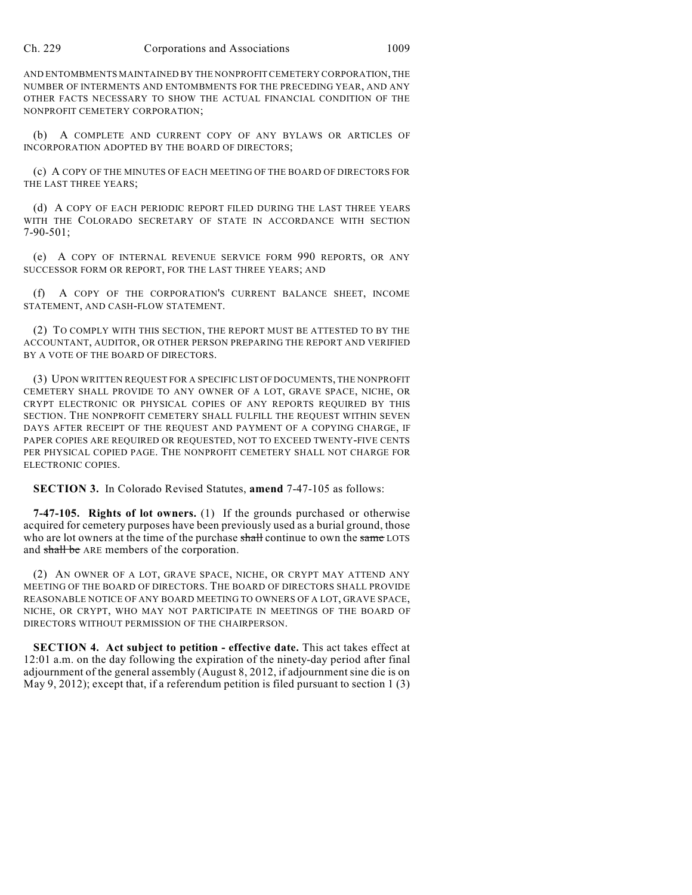AND ENTOMBMENTS MAINTAINED BY THE NONPROFIT CEMETERY CORPORATION, THE NUMBER OF INTERMENTS AND ENTOMBMENTS FOR THE PRECEDING YEAR, AND ANY OTHER FACTS NECESSARY TO SHOW THE ACTUAL FINANCIAL CONDITION OF THE NONPROFIT CEMETERY CORPORATION;

(b) A COMPLETE AND CURRENT COPY OF ANY BYLAWS OR ARTICLES OF INCORPORATION ADOPTED BY THE BOARD OF DIRECTORS;

(c) A COPY OF THE MINUTES OF EACH MEETING OF THE BOARD OF DIRECTORS FOR THE LAST THREE YEARS;

(d) A COPY OF EACH PERIODIC REPORT FILED DURING THE LAST THREE YEARS WITH THE COLORADO SECRETARY OF STATE IN ACCORDANCE WITH SECTION 7-90-501;

(e) A COPY OF INTERNAL REVENUE SERVICE FORM 990 REPORTS, OR ANY SUCCESSOR FORM OR REPORT, FOR THE LAST THREE YEARS; AND

(f) A COPY OF THE CORPORATION'S CURRENT BALANCE SHEET, INCOME STATEMENT, AND CASH-FLOW STATEMENT.

(2) TO COMPLY WITH THIS SECTION, THE REPORT MUST BE ATTESTED TO BY THE ACCOUNTANT, AUDITOR, OR OTHER PERSON PREPARING THE REPORT AND VERIFIED BY A VOTE OF THE BOARD OF DIRECTORS.

(3) UPON WRITTEN REQUEST FOR A SPECIFIC LIST OF DOCUMENTS, THE NONPROFIT CEMETERY SHALL PROVIDE TO ANY OWNER OF A LOT, GRAVE SPACE, NICHE, OR CRYPT ELECTRONIC OR PHYSICAL COPIES OF ANY REPORTS REQUIRED BY THIS SECTION. THE NONPROFIT CEMETERY SHALL FULFILL THE REQUEST WITHIN SEVEN DAYS AFTER RECEIPT OF THE REQUEST AND PAYMENT OF A COPYING CHARGE, IF PAPER COPIES ARE REQUIRED OR REQUESTED, NOT TO EXCEED TWENTY-FIVE CENTS PER PHYSICAL COPIED PAGE. THE NONPROFIT CEMETERY SHALL NOT CHARGE FOR ELECTRONIC COPIES.

**SECTION 3.** In Colorado Revised Statutes, **amend** 7-47-105 as follows:

**7-47-105. Rights of lot owners.** (1) If the grounds purchased or otherwise acquired for cemetery purposes have been previously used as a burial ground, those who are lot owners at the time of the purchase ~~shall~~ continue to own the ~~same~~ LOTS and ~~shall be~~ ARE members of the corporation.

(2) AN OWNER OF A LOT, GRAVE SPACE, NICHE, OR CRYPT MAY ATTEND ANY MEETING OF THE BOARD OF DIRECTORS. THE BOARD OF DIRECTORS SHALL PROVIDE REASONABLE NOTICE OF ANY BOARD MEETING TO OWNERS OF A LOT, GRAVE SPACE, NICHE, OR CRYPT, WHO MAY NOT PARTICIPATE IN MEETINGS OF THE BOARD OF DIRECTORS WITHOUT PERMISSION OF THE CHAIRPERSON.

**SECTION 4. Act subject to petition - effective date.** This act takes effect at 12:01 a.m. on the day following the expiration of the ninety-day period after final adjournment of the general assembly (August 8, 2012, if adjournment sine die is on May 9, 2012); except that, if a referendum petition is filed pursuant to section 1 (3)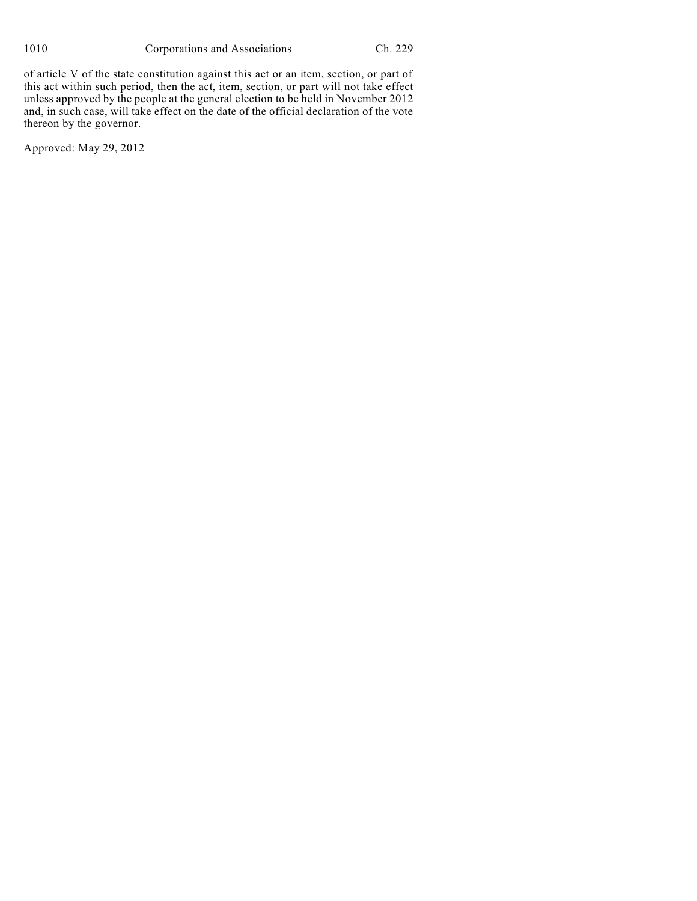of article V of the state constitution against this act or an item, section, or part of this act within such period, then the act, item, section, or part will not take effect unless approved by the people at the general election to be held in November 2012 and, in such case, will take effect on the date of the official declaration of the vote thereon by the governor.

Approved: May 29, 2012